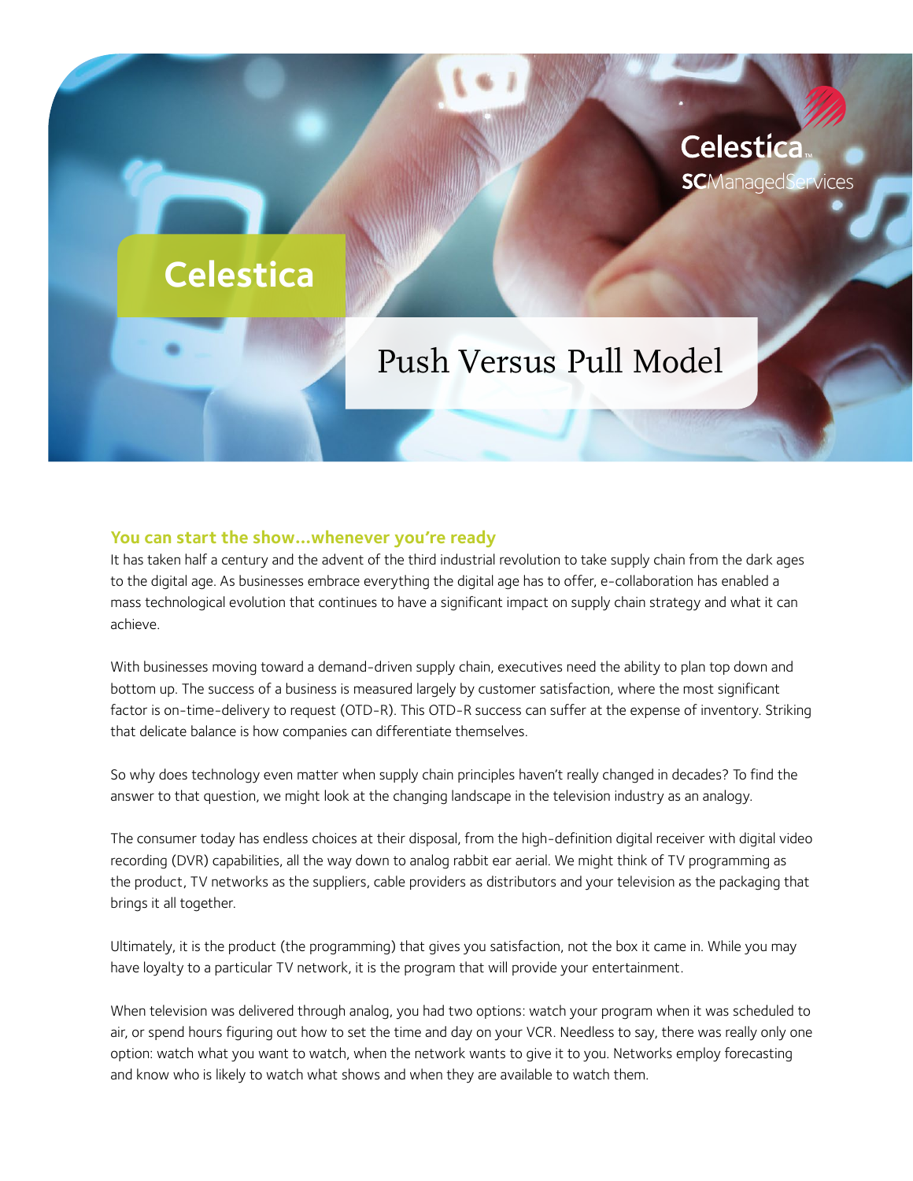Celestica

SCManagedServices

# Celestica

## Push Versus Pull Model

### You can start the show...whenever you're ready

It has taken half a century and the advent of the third industrial revolution to take supply chain from the dark ages to the digital age. As businesses embrace everything the digital age has to offer, e-collaboration has enabled a mass technological evolution that continues to have a significant impact on supply chain strategy and what it can achieve.

With businesses moving toward a demand-driven supply chain, executives need the ability to plan top down and bottom up. The success of a business is measured largely by customer satisfaction, where the most significant factor is on-time-delivery to request (OTD-R). This OTD-R success can suffer at the expense of inventory. Striking that delicate balance is how companies can differentiate themselves.

So why does technology even matter when supply chain principles haven't really changed in decades? To find the answer to that question, we might look at the changing landscape in the television industry as an analogy.

The consumer today has endless choices at their disposal, from the high-definition digital receiver with digital video recording (DVR) capabilities, all the way down to analog rabbit ear aerial. We might think of TV programming as the product, TV networks as the suppliers, cable providers as distributors and your television as the packaging that brings it all together.

Ultimately, it is the product (the programming) that gives you satisfaction, not the box it came in. While you may have loyalty to a particular TV network, it is the program that will provide your entertainment.

When television was delivered through analog, you had two options: watch your program when it was scheduled to air, or spend hours figuring out how to set the time and day on your VCR. Needless to say, there was really only one option: watch what you want to watch, when the network wants to give it to you. Networks employ forecasting and know who is likely to watch what shows and when they are available to watch them.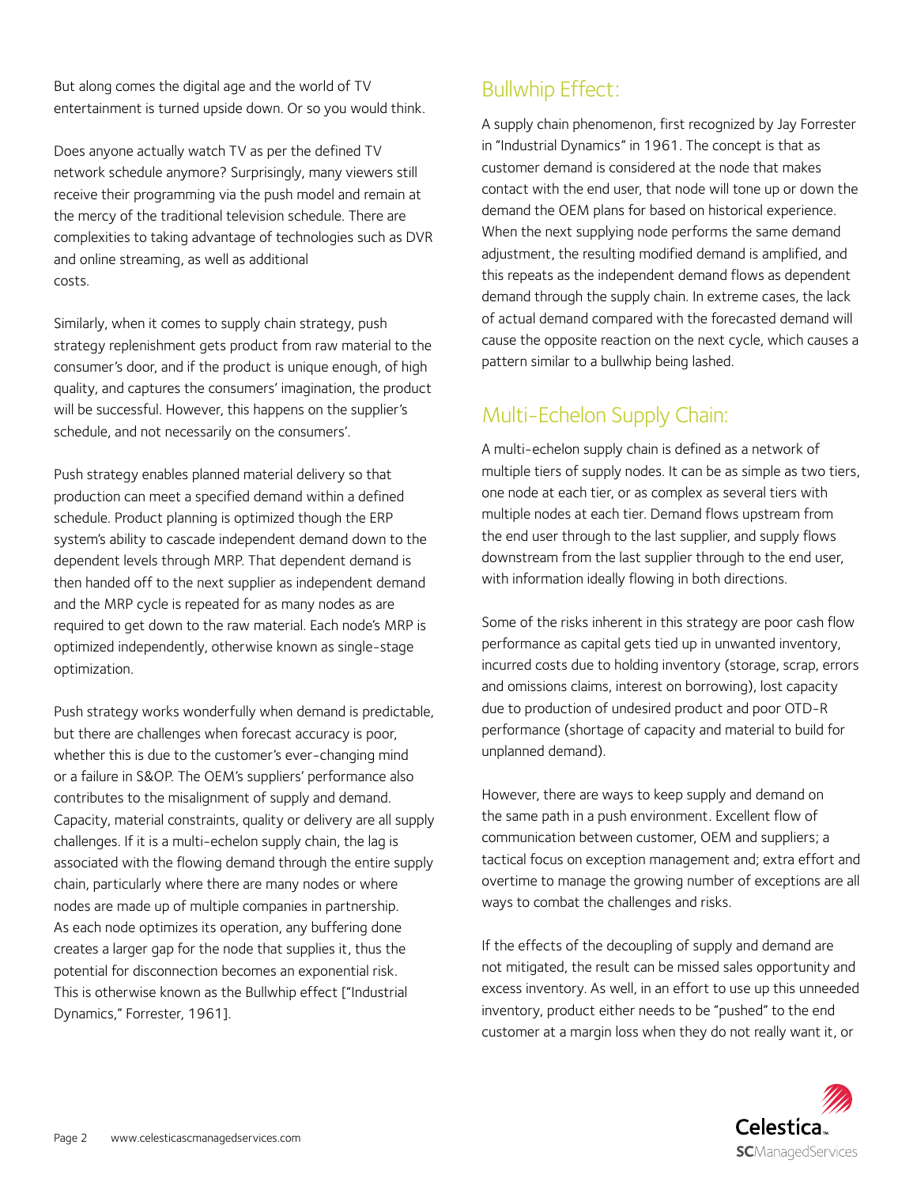But along comes the digital age and the world of TV entertainment is turned upside down. Or so you would think.

Does anyone actually watch TV as per the defined TV network schedule anymore? Surprisingly, many viewers still receive their programming via the push model and remain at the mercy of the traditional television schedule. There are complexities to taking advantage of technologies such as DVR and online streaming, as well as additional costs.

Similarly, when it comes to supply chain strategy, push strategy replenishment gets product from raw material to the consumer's door, and if the product is unique enough, of high quality, and captures the consumers' imagination, the product will be successful. However, this happens on the supplier's schedule, and not necessarily on the consumers'.

Push strategy enables planned material delivery so that production can meet a specified demand within a defined schedule. Product planning is optimized though the ERP system's ability to cascade independent demand down to the dependent levels through MRP. That dependent demand is then handed off to the next supplier as independent demand and the MRP cycle is repeated for as many nodes as are required to get down to the raw material. Each node's MRP is optimized independently, otherwise known as single-stage optimization.

Push strategy works wonderfully when demand is predictable, but there are challenges when forecast accuracy is poor, whether this is due to the customer's ever-changing mind or a failure in S&OP. The OEM's suppliers' performance also contributes to the misalignment of supply and demand. Capacity, material constraints, quality or delivery are all supply challenges. If it is a multi-echelon supply chain, the lag is associated with the flowing demand through the entire supply chain, particularly where there are many nodes or where nodes are made up of multiple companies in partnership. As each node optimizes its operation, any buffering done creates a larger gap for the node that supplies it, thus the potential for disconnection becomes an exponential risk. This is otherwise known as the Bullwhip effect ["Industrial Dynamics," Forrester, 1961].

## Bullwhip Effect:

A supply chain phenomenon, first recognized by Jay Forrester in "Industrial Dynamics" in 1961. The concept is that as customer demand is considered at the node that makes contact with the end user, that node will tone up or down the demand the OEM plans for based on historical experience. When the next supplying node performs the same demand adjustment, the resulting modified demand is amplified, and this repeats as the independent demand flows as dependent demand through the supply chain. In extreme cases, the lack of actual demand compared with the forecasted demand will cause the opposite reaction on the next cycle, which causes a pattern similar to a bullwhip being lashed.

## Multi-Echelon Supply Chain:

A multi-echelon supply chain is defined as a network of multiple tiers of supply nodes. It can be as simple as two tiers, one node at each tier, or as complex as several tiers with multiple nodes at each tier. Demand flows upstream from the end user through to the last supplier, and supply flows downstream from the last supplier through to the end user, with information ideally flowing in both directions.

Some of the risks inherent in this strategy are poor cash flow performance as capital gets tied up in unwanted inventory, incurred costs due to holding inventory (storage, scrap, errors and omissions claims, interest on borrowing), lost capacity due to production of undesired product and poor OTD-R performance (shortage of capacity and material to build for unplanned demand).

However, there are ways to keep supply and demand on the same path in a push environment. Excellent flow of communication between customer, OEM and suppliers; a tactical focus on exception management and; extra effort and overtime to manage the growing number of exceptions are all ways to combat the challenges and risks.

If the effects of the decoupling of supply and demand are not mitigated, the result can be missed sales opportunity and excess inventory. As well, in an effort to use up this unneeded inventory, product either needs to be "pushed" to the end customer at a margin loss when they do not really want it, or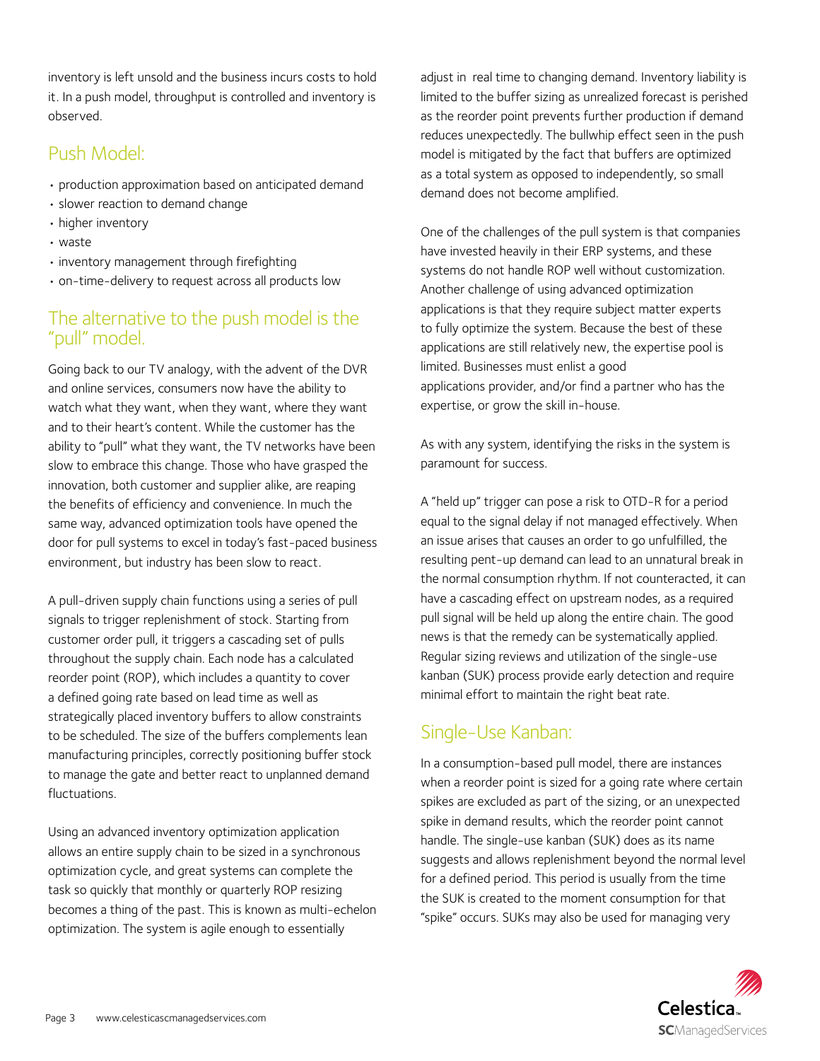inventory is left unsold and the business incurs costs to hold it. In a push model, throughput is controlled and inventory is observed.

## Push Model:

- production approximation based on anticipated demand
- slower reaction to demand change
- higher inventory
- waste
- inventory management through firefighting
- on-time-delivery to request across all products low

## The alternative to the push model is the "pull" model.

Going back to our TV analogy, with the advent of the DVR and online services, consumers now have the ability to watch what they want, when they want, where they want and to their heart's content. While the customer has the ability to "pull" what they want, the TV networks have been slow to embrace this change. Those who have grasped the innovation, both customer and supplier alike, are reaping the benefits of efficiency and convenience. In much the same way, advanced optimization tools have opened the door for pull systems to excel in today's fast-paced business environment, but industry has been slow to react.

A pull-driven supply chain functions using a series of pull signals to trigger replenishment of stock. Starting from customer order pull, it triggers a cascading set of pulls throughout the supply chain. Each node has a calculated reorder point (ROP), which includes a quantity to cover a defined going rate based on lead time as well as strategically placed inventory buffers to allow constraints to be scheduled. The size of the buffers complements lean manufacturing principles, correctly positioning buffer stock to manage the gate and better react to unplanned demand fluctuations.

Using an advanced inventory optimization application allows an entire supply chain to be sized in a synchronous optimization cycle, and great systems can complete the task so quickly that monthly or quarterly ROP resizing becomes a thing of the past. This is known as multi-echelon optimization. The system is agile enough to essentially adjust in real time to changing demand. Inventory liability is limited to the buffer sizing as unrealized forecast is perished as the reorder point prevents further production if demand reduces unexpectedly. The bullwhip effect seen in the push model is mitigated by the fact that buffers are optimized as a total system as opposed to independently, so small demand does not become amplified.

One of the challenges of the pull system is that companies have invested heavily in their ERP systems, and these systems do not handle ROP well without customization. Another challenge of using advanced optimization applications is that they require subject matter experts to fully optimize the system. Because the best of these applications are still relatively new, the expertise pool is limited. Businesses must enlist a good applications provider, and/or find a partner who has the expertise, or grow the skill in-house.

As with any system, identifying the risks in the system is paramount for success.

A "held up" trigger can pose a risk to OTD-R for a period equal to the signal delay if not managed effectively. When an issue arises that causes an order to go unfulfilled, the resulting pent-up demand can lead to an unnatural break in the normal consumption rhythm. If not counteracted, it can have a cascading effect on upstream nodes, as a required pull signal will be held up along the entire chain. The good news is that the remedy can be systematically applied. Regular sizing reviews and utilization of the single-use kanban (SUK) process provide early detection and require minimal effort to maintain the right beat rate.

## Single-Use Kanban:

In a consumption-based pull model, there are instances when a reorder point is sized for a going rate where certain spikes are excluded as part of the sizing, or an unexpected spike in demand results, which the reorder point cannot handle. The single-use kanban (SUK) does as its name suggests and allows replenishment beyond the normal level for a defined period. This period is usually from the time the SUK is created to the moment consumption for that "spike" occurs. SUKs may also be used for managing very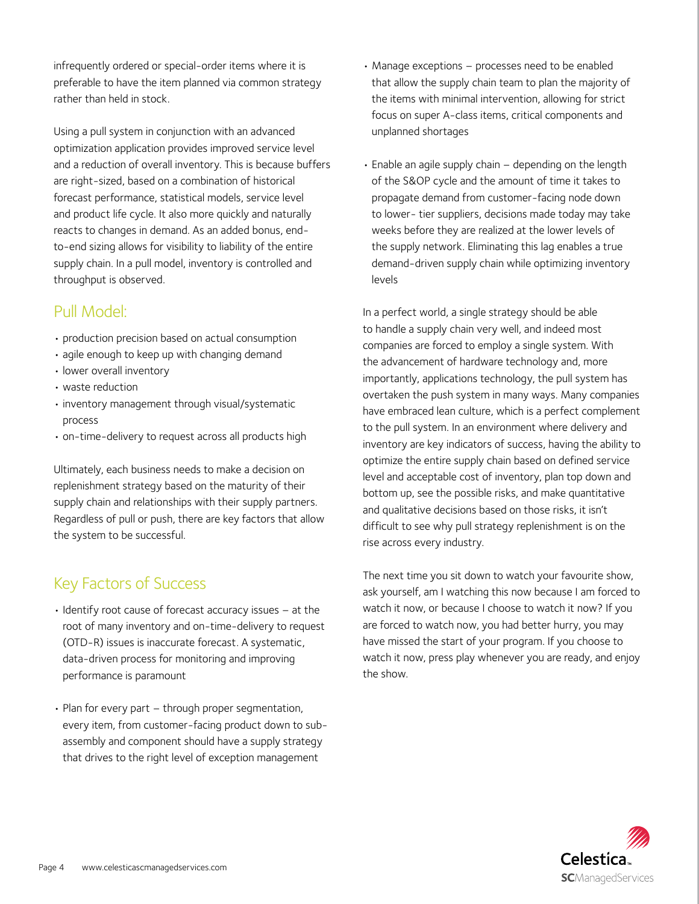infrequently ordered or special-order items where it is preferable to have the item planned via common strategy rather than held in stock.

Using a pull system in conjunction with an advanced optimization application provides improved service level and a reduction of overall inventory. This is because buffers are right-sized, based on a combination of historical forecast performance, statistical models, service level and product life cycle. It also more quickly and naturally reacts to changes in demand. As an added bonus, end-to-end sizing allows for visibility to liability of the entire supply chain. In a pull model, inventory is controlled and throughput is observed.

## Pull Model:

- production precision based on actual consumption
- agile enough to keep up with changing demand
- lower overall inventory
- waste reduction
- inventory management through visual/systematic process
- on-time-delivery to request across all products high

Ultimately, each business needs to make a decision on replenishment strategy based on the maturity of their supply chain and relationships with their supply partners. Regardless of pull or push, there are key factors that allow the system to be successful.

## Key Factors of Success

- Identify root cause of forecast accuracy issues – at the root of many inventory and on-time-delivery to request (OTD-R) issues is inaccurate forecast. A systematic, data-driven process for monitoring and improving performance is paramount

- Plan for every part – through proper segmentation, every item, from customer-facing product down to sub-assembly and component should have a supply strategy that drives to the right level of exception management

- Manage exceptions – processes need to be enabled that allow the supply chain team to plan the majority of the items with minimal intervention, allowing for strict focus on super A-class items, critical components and unplanned shortages

- Enable an agile supply chain – depending on the length of the S&OP cycle and the amount of time it takes to propagate demand from customer-facing node down to lower- tier suppliers, decisions made today may take weeks before they are realized at the lower levels of the supply network. Eliminating this lag enables a true demand-driven supply chain while optimizing inventory levels

In a perfect world, a single strategy should be able to handle a supply chain very well, and indeed most companies are forced to employ a single system. With the advancement of hardware technology and, more importantly, applications technology, the pull system has overtaken the push system in many ways. Many companies have embraced lean culture, which is a perfect complement to the pull system. In an environment where delivery and inventory are key indicators of success, having the ability to optimize the entire supply chain based on defined service level and acceptable cost of inventory, plan top down and bottom up, see the possible risks, and make quantitative and qualitative decisions based on those risks, it isn't difficult to see why pull strategy replenishment is on the rise across every industry.

The next time you sit down to watch your favourite show, ask yourself, am I watching this now because I am forced to watch it now, or because I choose to watch it now? If you are forced to watch now, you had better hurry, you may have missed the start of your program. If you choose to watch it now, press play whenever you are ready, and enjoy the show.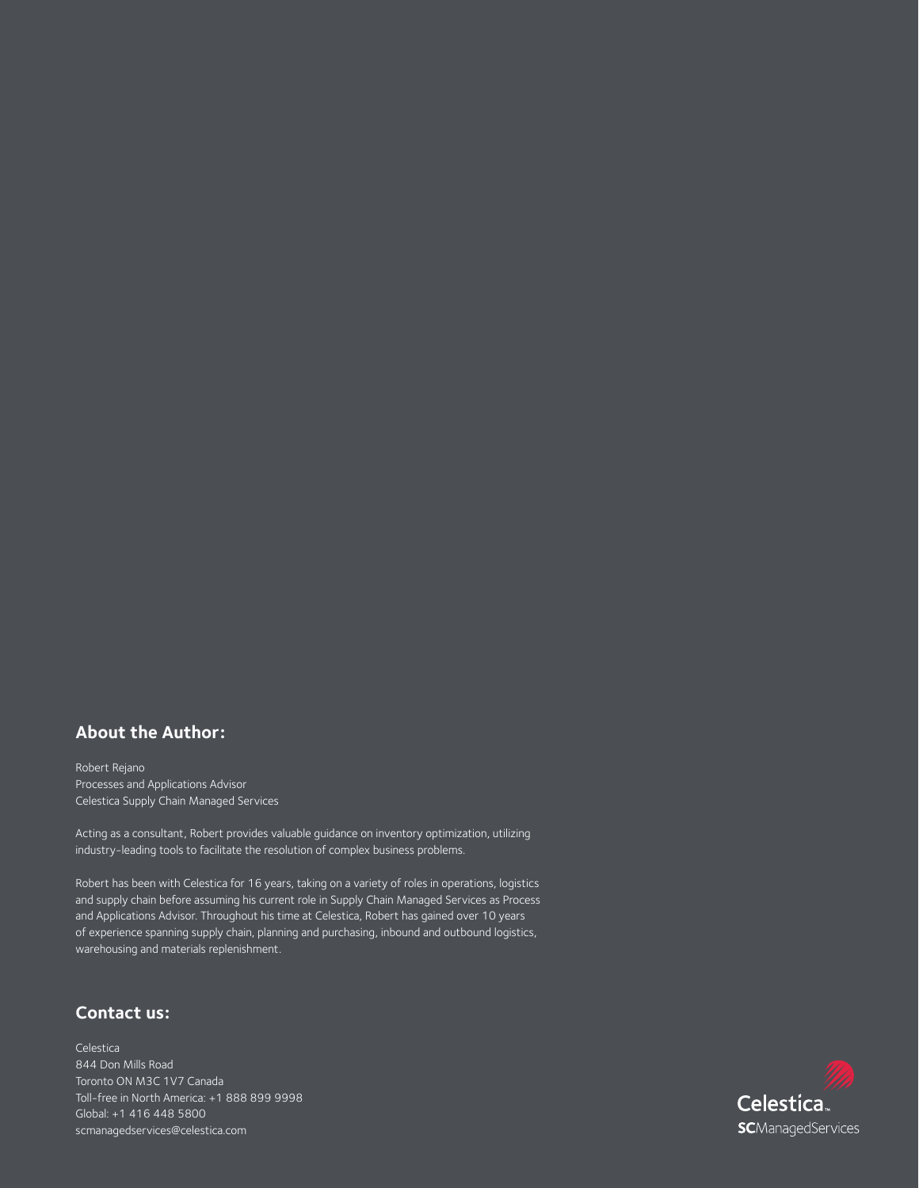## About the Author:

Robert Rejano
Processes and Applications Advisor
Celestica Supply Chain Managed Services

Acting as a consultant, Robert provides valuable guidance on inventory optimization, utilizing industry-leading tools to facilitate the resolution of complex business problems.

Robert has been with Celestica for 16 years, taking on a variety of roles in operations, logistics and supply chain before assuming his current role in Supply Chain Managed Services as Process and Applications Advisor. Throughout his time at Celestica, Robert has gained over 10 years of experience spanning supply chain, planning and purchasing, inbound and outbound logistics, warehousing and materials replenishment.

## Contact us:

Celestica
844 Don Mills Road
Toronto ON M3C 1V7 Canada
Toll-free in North America: +1 888 899 9998
Global: +1 416 448 5800
scmanagedservices@celestica.com

Celestica
SCManagedServices